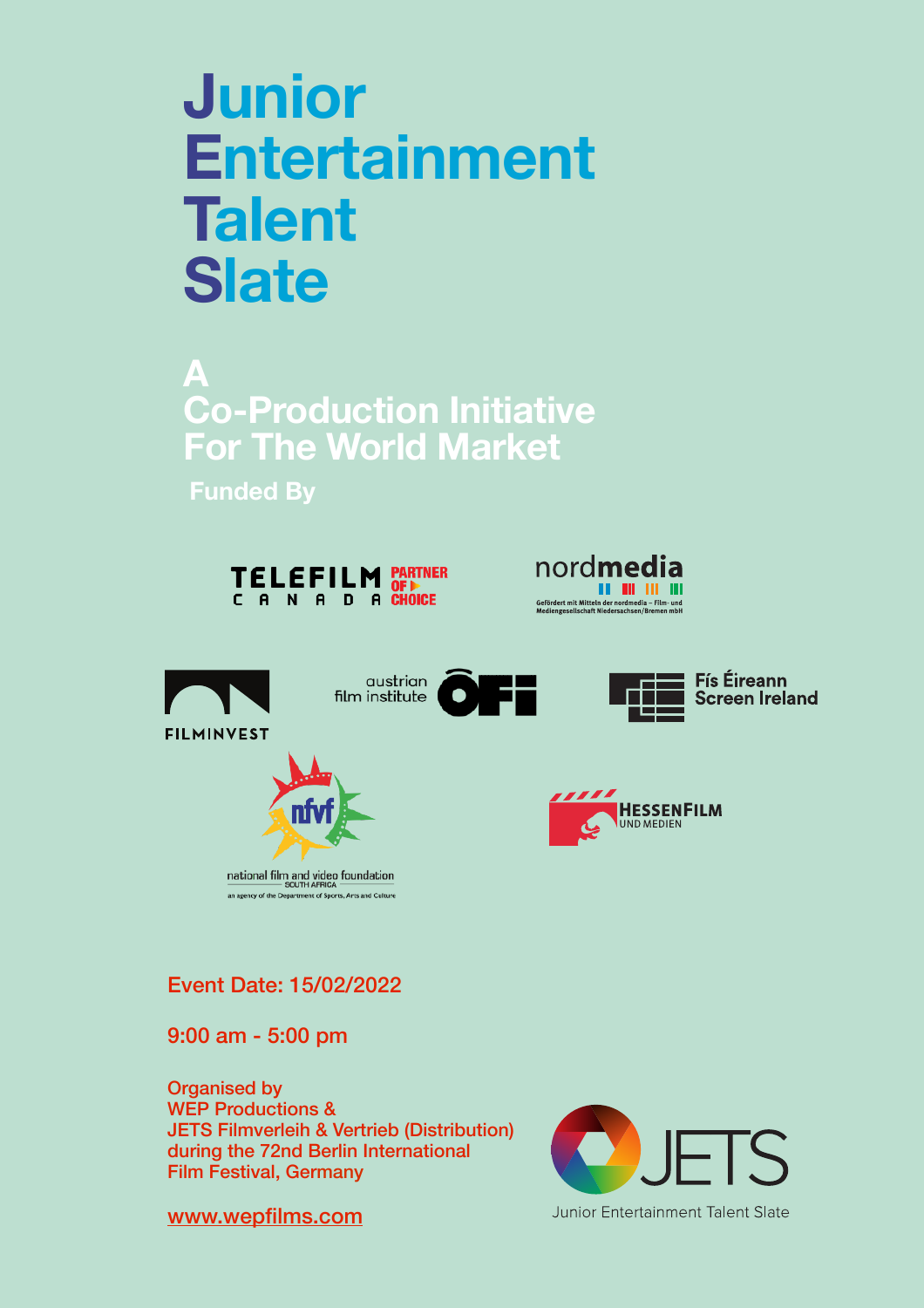# Junior Entertainment Talent Slate

## A Co-Production Initiative For The World Market

**Funded By**

TELEFILM CANADA PARTNER OF CHOICE

nordmedia

Gefördert mit Mitteln der nordmedia – Film- und Mediengesellschaft Niedersachsen/Bremen mbH

FILMINVEST

austrian film institute ÖFI

Fís Éireann Screen Ireland

nfvf national film and video foundation SOUTH AFRICA an agency of the Department of Sports, Arts and Culture

HESSENFILM UND MEDIEN

Event Date: 15/02/2022

9:00 am - 5:00 pm

Organised by
WEP Productions &
JETS Filmverleih & Vertrieb (Distribution)
during the 72nd Berlin International
Film Festival, Germany

www.wepfilms.com

JETS
Junior Entertainment Talent Slate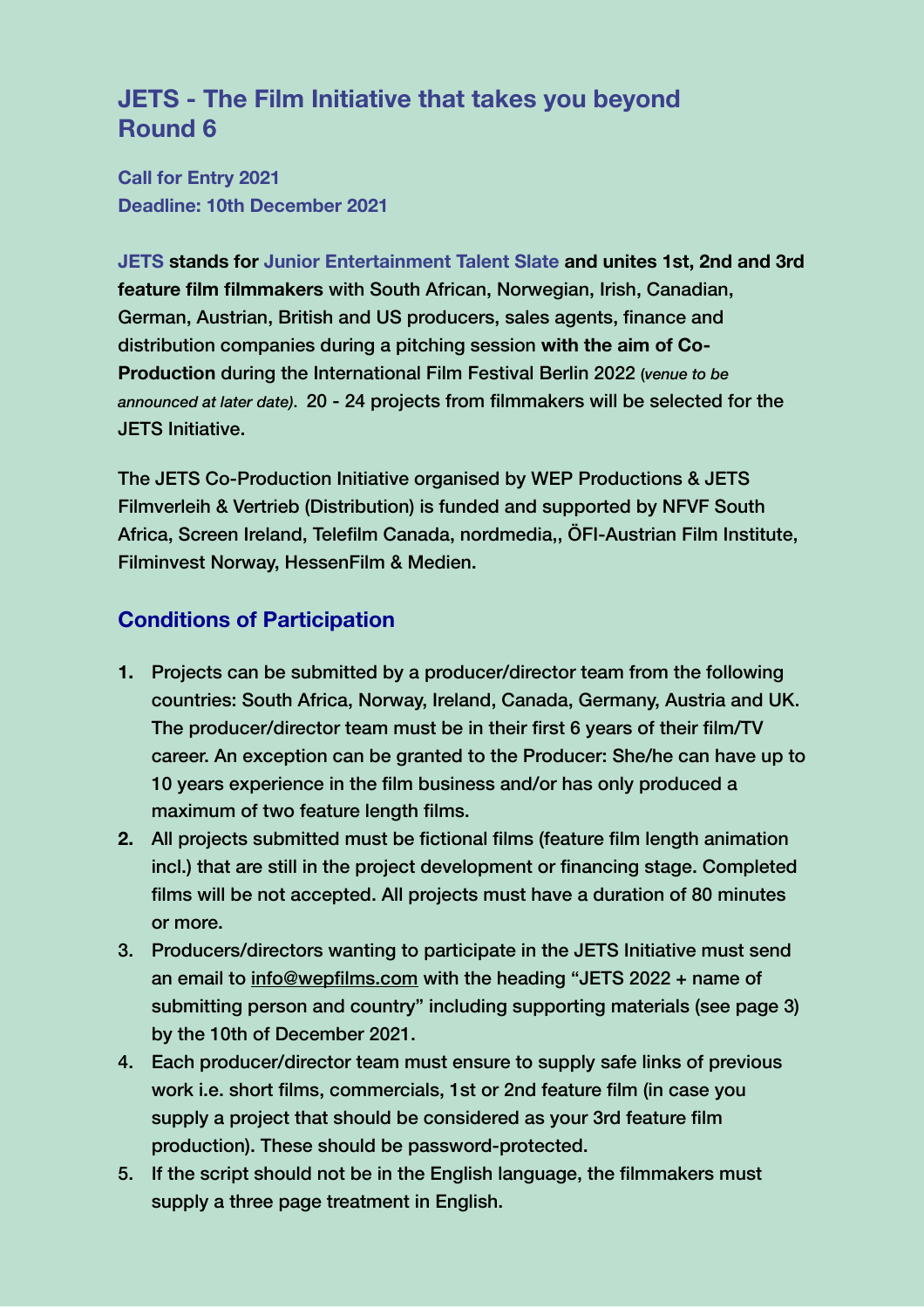## JETS - The Film Initiative that takes you beyond
## Round 6

**Call for Entry 2021**
**Deadline: 10th December 2021**

**JETS stands for Junior Entertainment Talent Slate and unites 1st, 2nd and 3rd feature film filmmakers** with South African, Norwegian, Irish, Canadian, German, Austrian, British and US producers, sales agents, finance and distribution companies during a pitching session **with the aim of Co-Production** during the International Film Festival Berlin 2022 (*venue to be announced at later date)*. 20 - 24 projects from filmmakers will be selected for the JETS Initiative.

The JETS Co-Production Initiative organised by WEP Productions & JETS Filmverleih & Vertrieb (Distribution) is funded and supported by NFVF South Africa, Screen Ireland, Telefilm Canada, nordmedia,, ÖFI-Austrian Film Institute, Filminvest Norway, HessenFilm & Medien.

## Conditions of Participation

1. **Projects can be submitted by a producer/director team from the following countries: South Africa, Norway, Ireland, Canada, Germany, Austria and UK. The producer/director team must be in their first 6 years of their film/TV career. An exception can be granted to the Producer: She/he can have up to 10 years experience in the film business and/or has only produced a maximum of two feature length films.**
2. **All projects submitted must be fictional films (feature film length animation incl.) that are still in the project development or financing stage. Completed films will be not accepted. All projects must have a duration of 80 minutes or more.**
3. Producers/directors wanting to participate in the JETS Initiative must send an email to info@wepfilms.com with the heading "JETS 2022 + name of submitting person and country" including supporting materials (see page 3) by the 10th of December 2021.
4. Each producer/director team must ensure to supply safe links of previous work i.e. short films, commercials, 1st or 2nd feature film (in case you supply a project that should be considered as your 3rd feature film production). These should be password-protected.
5. If the script should not be in the English language, the filmmakers must supply a three page treatment in English.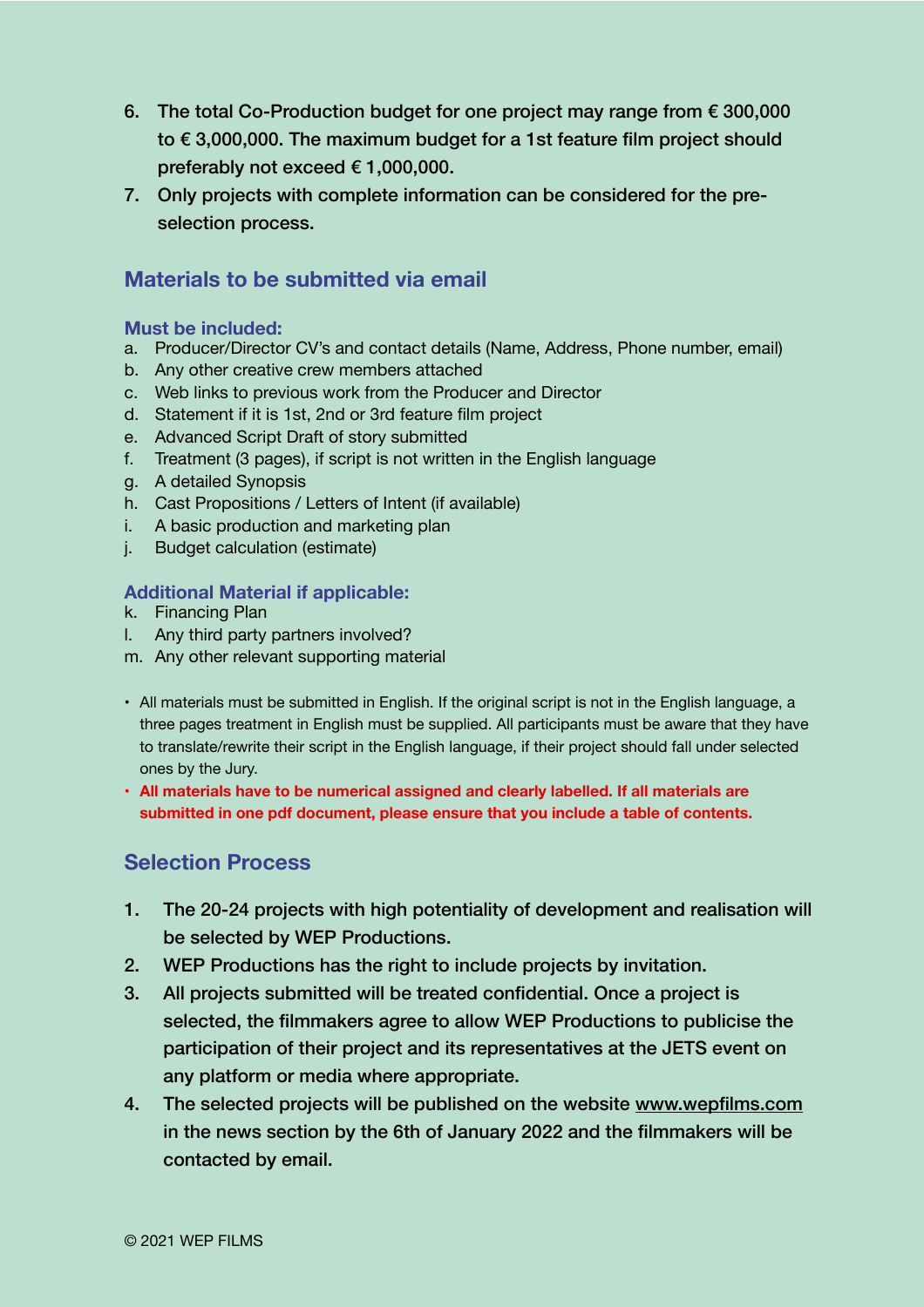6. The total Co-Production budget for one project may range from € 300,000 to € 3,000,000. The maximum budget for a 1st feature film project should preferably not exceed € 1,000,000.
7. Only projects with complete information can be considered for the pre-selection process.

## Materials to be submitted via email

### Must be included:

a. Producer/Director CV's and contact details (Name, Address, Phone number, email)
b. Any other creative crew members attached
c. Web links to previous work from the Producer and Director
d. Statement if it is 1st, 2nd or 3rd feature film project
e. Advanced Script Draft of story submitted
f. Treatment (3 pages), if script is not written in the English language
g. A detailed Synopsis
h. Cast Propositions / Letters of Intent (if available)
i. A basic production and marketing plan
j. Budget calculation (estimate)

### Additional Material if applicable:

k. Financing Plan
l. Any third party partners involved?
m. Any other relevant supporting material

- All materials must be submitted in English. If the original script is not in the English language, a three pages treatment in English must be supplied. All participants must be aware that they have to translate/rewrite their script in the English language, if their project should fall under selected ones by the Jury.
- **All materials have to be numerical assigned and clearly labelled. If all materials are submitted in one pdf document, please ensure that you include a table of contents.**

## Selection Process

1. The 20-24 projects with high potentiality of development and realisation will be selected by WEP Productions.
2. WEP Productions has the right to include projects by invitation.
3. All projects submitted will be treated confidential. Once a project is selected, the filmmakers agree to allow WEP Productions to publicise the participation of their project and its representatives at the JETS event on any platform or media where appropriate.
4. The selected projects will be published on the website www.wepfilms.com in the news section by the 6th of January 2022 and the filmmakers will be contacted by email.

© 2021 WEP FILMS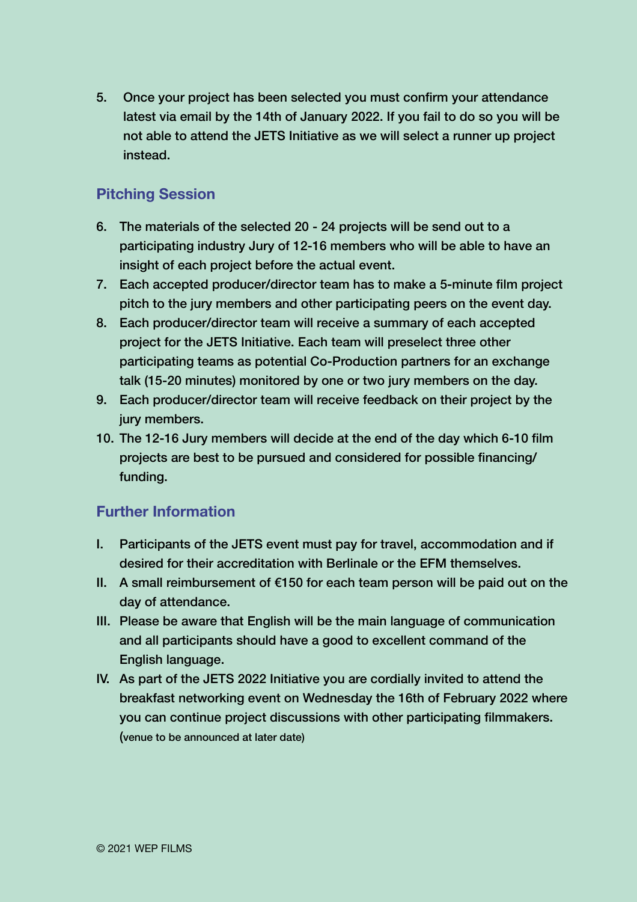5. Once your project has been selected you must confirm your attendance latest via email by the 14th of January 2022. If you fail to do so you will be not able to attend the JETS Initiative as we will select a runner up project instead.

## Pitching Session

6. The materials of the selected 20 - 24 projects will be send out to a participating industry Jury of 12-16 members who will be able to have an insight of each project before the actual event.
7. Each accepted producer/director team has to make a 5-minute film project pitch to the jury members and other participating peers on the event day.
8. Each producer/director team will receive a summary of each accepted project for the JETS Initiative. Each team will preselect three other participating teams as potential Co-Production partners for an exchange talk (15-20 minutes) monitored by one or two jury members on the day.
9. Each producer/director team will receive feedback on their project by the jury members.
10. The 12-16 Jury members will decide at the end of the day which 6-10 film projects are best to be pursued and considered for possible financing/ funding.

## Further Information

I. Participants of the JETS event must pay for travel, accommodation and if desired for their accreditation with Berlinale or the EFM themselves.

II. A small reimbursement of €150 for each team person will be paid out on the day of attendance.

III. Please be aware that English will be the main language of communication and all participants should have a good to excellent command of the English language.

IV. As part of the JETS 2022 Initiative you are cordially invited to attend the breakfast networking event on Wednesday the 16th of February 2022 where you can continue project discussions with other participating filmmakers. (venue to be announced at later date)

© 2021 WEP FILMS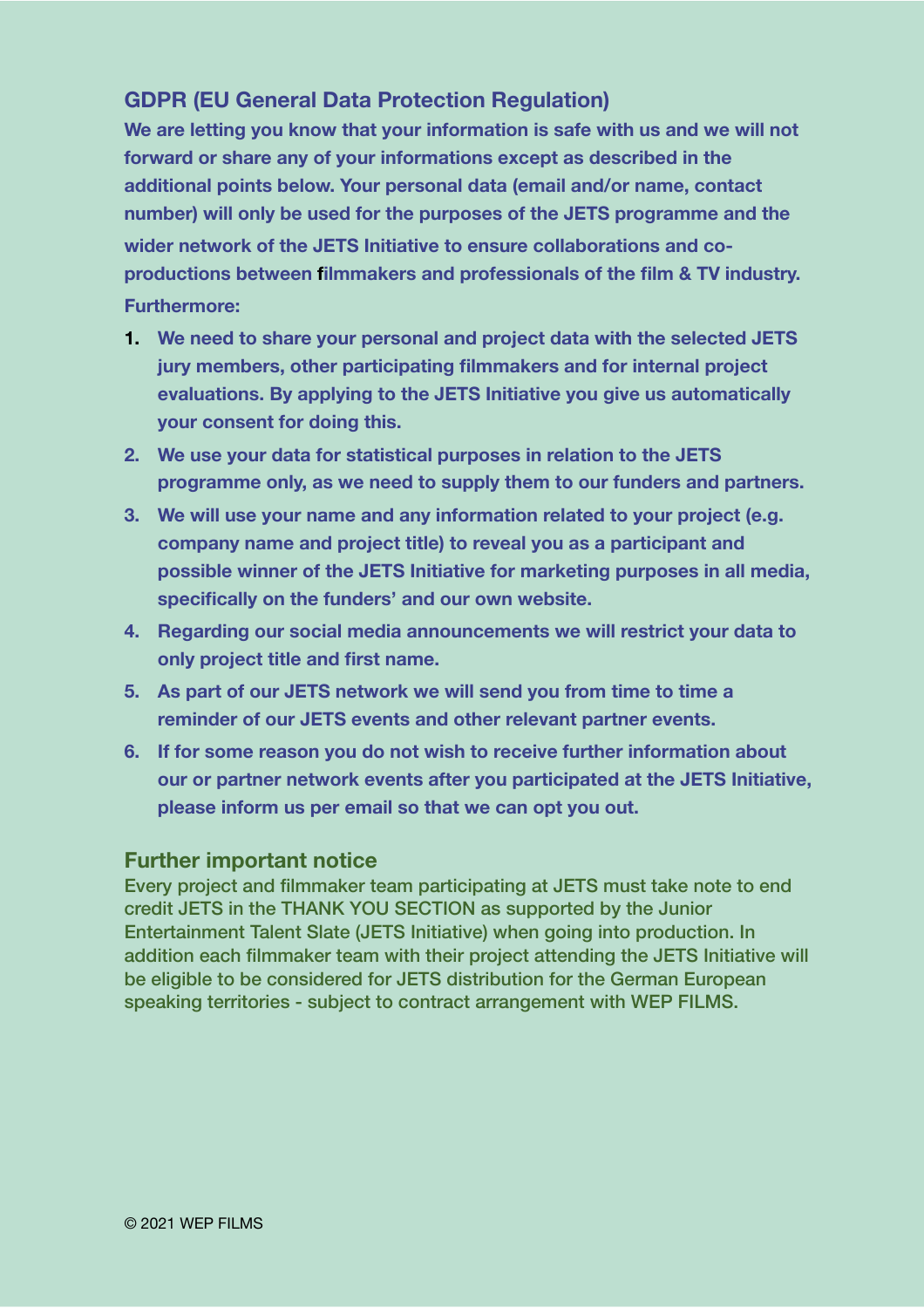## GDPR (EU General Data Protection Regulation)

**We are letting you know that your information is safe with us and we will not forward or share any of your informations except as described in the additional points below. Your personal data (email and/or name, contact number) will only be used for the purposes of the JETS programme and the wider network of the JETS Initiative to ensure collaborations and co-productions between filmmakers and professionals of the film & TV industry. Furthermore:**

1. **We need to share your personal and project data with the selected JETS jury members, other participating filmmakers and for internal project evaluations. By applying to the JETS Initiative you give us automatically your consent for doing this.**
2. **We use your data for statistical purposes in relation to the JETS programme only, as we need to supply them to our funders and partners.**
3. **We will use your name and any information related to your project (e.g. company name and project title) to reveal you as a participant and possible winner of the JETS Initiative for marketing purposes in all media, specifically on the funders' and our own website.**
4. **Regarding our social media announcements we will restrict your data to only project title and first name.**
5. **As part of our JETS network we will send you from time to time a reminder of our JETS events and other relevant partner events.**
6. **If for some reason you do not wish to receive further information about our or partner network events after you participated at the JETS Initiative, please inform us per email so that we can opt you out.**

## Further important notice

Every project and filmmaker team participating at JETS must take note to end credit JETS in the THANK YOU SECTION as supported by the Junior Entertainment Talent Slate (JETS Initiative) when going into production. In addition each filmmaker team with their project attending the JETS Initiative will be eligible to be considered for JETS distribution for the German European speaking territories - subject to contract arrangement with WEP FILMS.

© 2021 WEP FILMS